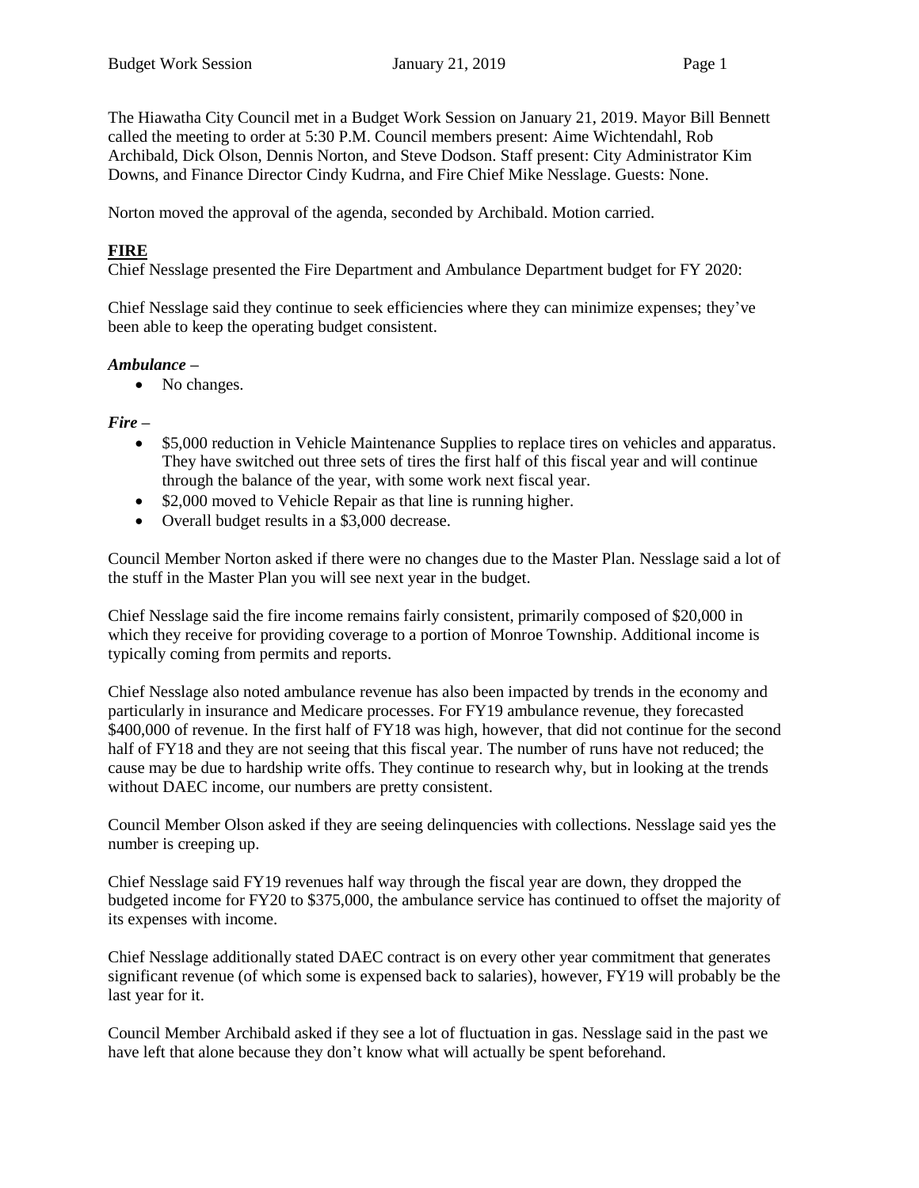The Hiawatha City Council met in a Budget Work Session on January 21, 2019. Mayor Bill Bennett called the meeting to order at 5:30 P.M. Council members present: Aime Wichtendahl, Rob Archibald, Dick Olson, Dennis Norton, and Steve Dodson. Staff present: City Administrator Kim Downs, and Finance Director Cindy Kudrna, and Fire Chief Mike Nesslage. Guests: None.

Norton moved the approval of the agenda, seconded by Archibald. Motion carried.

## **FIRE**

Chief Nesslage presented the Fire Department and Ambulance Department budget for FY 2020:

Chief Nesslage said they continue to seek efficiencies where they can minimize expenses; they've been able to keep the operating budget consistent.

***Ambulance –***

- No changes.

***Fire –***

- $5,000 reduction in Vehicle Maintenance Supplies to replace tires on vehicles and apparatus. They have switched out three sets of tires the first half of this fiscal year and will continue through the balance of the year, with some work next fiscal year.
- $2,000 moved to Vehicle Repair as that line is running higher.
- Overall budget results in a $3,000 decrease.

Council Member Norton asked if there were no changes due to the Master Plan. Nesslage said a lot of the stuff in the Master Plan you will see next year in the budget.

Chief Nesslage said the fire income remains fairly consistent, primarily composed of $20,000 in which they receive for providing coverage to a portion of Monroe Township. Additional income is typically coming from permits and reports.

Chief Nesslage also noted ambulance revenue has also been impacted by trends in the economy and particularly in insurance and Medicare processes. For FY19 ambulance revenue, they forecasted $400,000 of revenue. In the first half of FY18 was high, however, that did not continue for the second half of FY18 and they are not seeing that this fiscal year. The number of runs have not reduced; the cause may be due to hardship write offs. They continue to research why, but in looking at the trends without DAEC income, our numbers are pretty consistent.

Council Member Olson asked if they are seeing delinquencies with collections. Nesslage said yes the number is creeping up.

Chief Nesslage said FY19 revenues half way through the fiscal year are down, they dropped the budgeted income for FY20 to $375,000, the ambulance service has continued to offset the majority of its expenses with income.

Chief Nesslage additionally stated DAEC contract is on every other year commitment that generates significant revenue (of which some is expensed back to salaries), however, FY19 will probably be the last year for it.

Council Member Archibald asked if they see a lot of fluctuation in gas. Nesslage said in the past we have left that alone because they don't know what will actually be spent beforehand.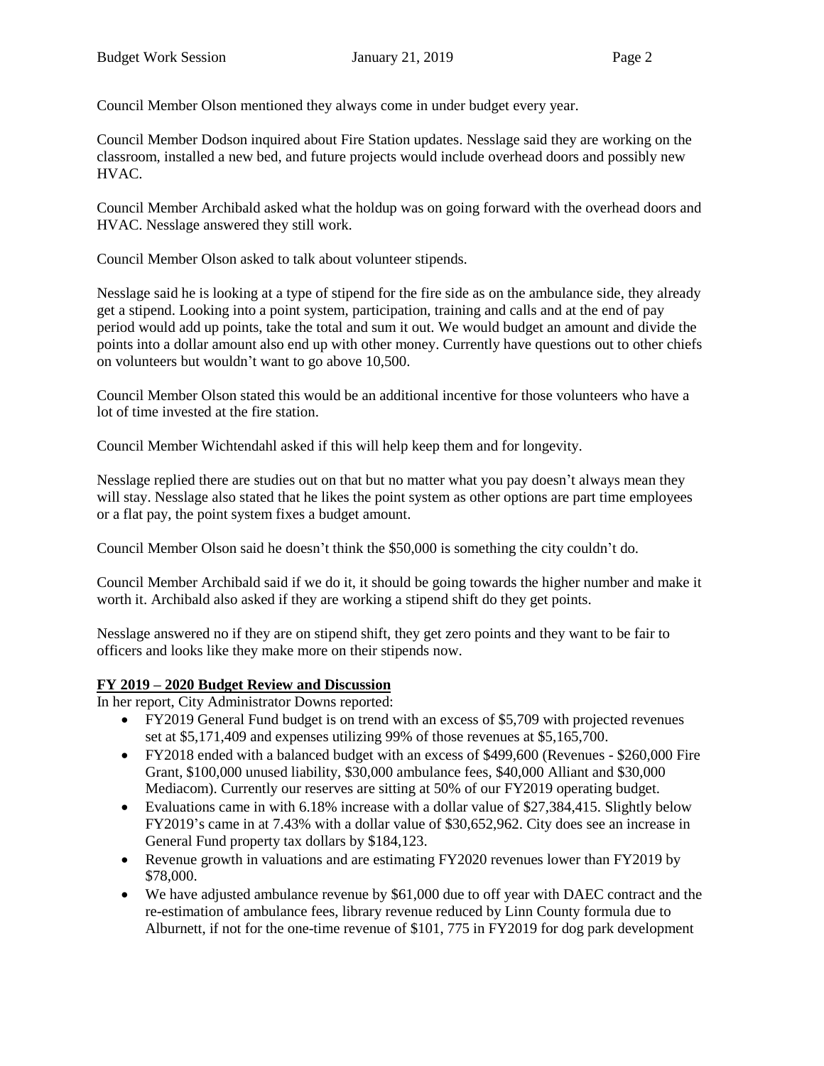Council Member Olson mentioned they always come in under budget every year.

Council Member Dodson inquired about Fire Station updates. Nesslage said they are working on the classroom, installed a new bed, and future projects would include overhead doors and possibly new HVAC.

Council Member Archibald asked what the holdup was on going forward with the overhead doors and HVAC. Nesslage answered they still work.

Council Member Olson asked to talk about volunteer stipends.

Nesslage said he is looking at a type of stipend for the fire side as on the ambulance side, they already get a stipend. Looking into a point system, participation, training and calls and at the end of pay period would add up points, take the total and sum it out. We would budget an amount and divide the points into a dollar amount also end up with other money. Currently have questions out to other chiefs on volunteers but wouldn't want to go above 10,500.

Council Member Olson stated this would be an additional incentive for those volunteers who have a lot of time invested at the fire station.

Council Member Wichtendahl asked if this will help keep them and for longevity.

Nesslage replied there are studies out on that but no matter what you pay doesn't always mean they will stay. Nesslage also stated that he likes the point system as other options are part time employees or a flat pay, the point system fixes a budget amount.

Council Member Olson said he doesn't think the $50,000 is something the city couldn't do.

Council Member Archibald said if we do it, it should be going towards the higher number and make it worth it. Archibald also asked if they are working a stipend shift do they get points.

Nesslage answered no if they are on stipend shift, they get zero points and they want to be fair to officers and looks like they make more on their stipends now.

**FY 2019 – 2020 Budget Review and Discussion**

In her report, City Administrator Downs reported:

- FY2019 General Fund budget is on trend with an excess of $5,709 with projected revenues set at $5,171,409 and expenses utilizing 99% of those revenues at $5,165,700.
- FY2018 ended with a balanced budget with an excess of $499,600 (Revenues - $260,000 Fire Grant, $100,000 unused liability, $30,000 ambulance fees, $40,000 Alliant and $30,000 Mediacom). Currently our reserves are sitting at 50% of our FY2019 operating budget.
- Evaluations came in with 6.18% increase with a dollar value of $27,384,415. Slightly below FY2019's came in at 7.43% with a dollar value of $30,652,962. City does see an increase in General Fund property tax dollars by $184,123.
- Revenue growth in valuations and are estimating FY2020 revenues lower than FY2019 by $78,000.
- We have adjusted ambulance revenue by $61,000 due to off year with DAEC contract and the re-estimation of ambulance fees, library revenue reduced by Linn County formula due to Alburnett, if not for the one-time revenue of $101, 775 in FY2019 for dog park development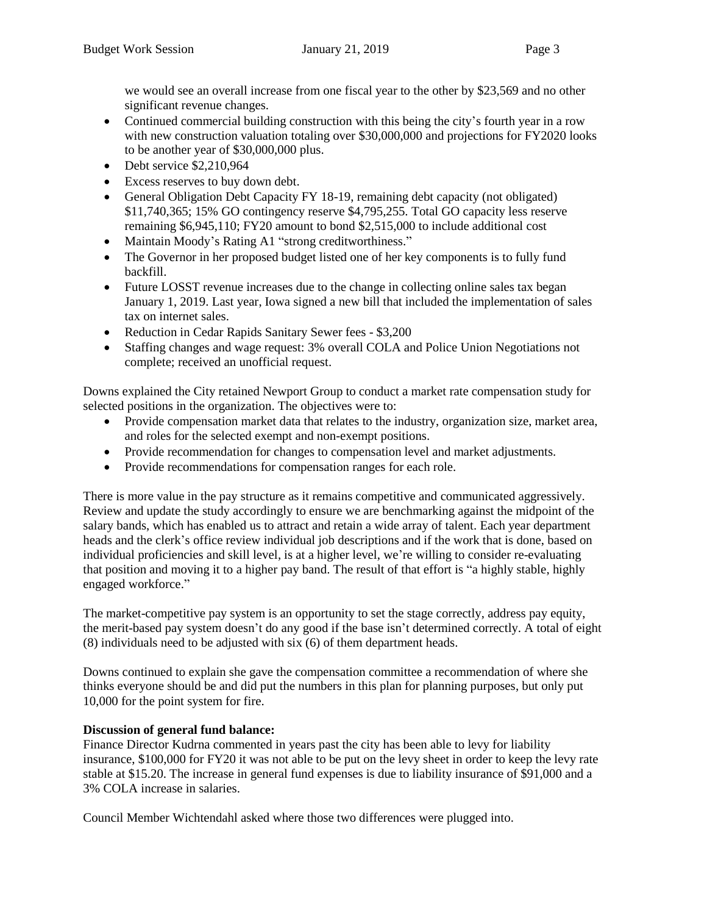we would see an overall increase from one fiscal year to the other by $23,569 and no other significant revenue changes.

- Continued commercial building construction with this being the city's fourth year in a row with new construction valuation totaling over $30,000,000 and projections for FY2020 looks to be another year of $30,000,000 plus.
- Debt service $2,210,964
- Excess reserves to buy down debt.
- General Obligation Debt Capacity FY 18-19, remaining debt capacity (not obligated) $11,740,365; 15% GO contingency reserve $4,795,255. Total GO capacity less reserve remaining $6,945,110; FY20 amount to bond $2,515,000 to include additional cost
- Maintain Moody's Rating A1 "strong creditworthiness."
- The Governor in her proposed budget listed one of her key components is to fully fund backfill.
- Future LOSST revenue increases due to the change in collecting online sales tax began January 1, 2019. Last year, Iowa signed a new bill that included the implementation of sales tax on internet sales.
- Reduction in Cedar Rapids Sanitary Sewer fees - $3,200
- Staffing changes and wage request: 3% overall COLA and Police Union Negotiations not complete; received an unofficial request.

Downs explained the City retained Newport Group to conduct a market rate compensation study for selected positions in the organization. The objectives were to:

- Provide compensation market data that relates to the industry, organization size, market area, and roles for the selected exempt and non-exempt positions.
- Provide recommendation for changes to compensation level and market adjustments.
- Provide recommendations for compensation ranges for each role.

There is more value in the pay structure as it remains competitive and communicated aggressively. Review and update the study accordingly to ensure we are benchmarking against the midpoint of the salary bands, which has enabled us to attract and retain a wide array of talent. Each year department heads and the clerk's office review individual job descriptions and if the work that is done, based on individual proficiencies and skill level, is at a higher level, we're willing to consider re-evaluating that position and moving it to a higher pay band. The result of that effort is "a highly stable, highly engaged workforce."

The market-competitive pay system is an opportunity to set the stage correctly, address pay equity, the merit-based pay system doesn't do any good if the base isn't determined correctly. A total of eight (8) individuals need to be adjusted with six (6) of them department heads.

Downs continued to explain she gave the compensation committee a recommendation of where she thinks everyone should be and did put the numbers in this plan for planning purposes, but only put 10,000 for the point system for fire.

**Discussion of general fund balance:**

Finance Director Kudrna commented in years past the city has been able to levy for liability insurance, $100,000 for FY20 it was not able to be put on the levy sheet in order to keep the levy rate stable at $15.20. The increase in general fund expenses is due to liability insurance of $91,000 and a 3% COLA increase in salaries.

Council Member Wichtendahl asked where those two differences were plugged into.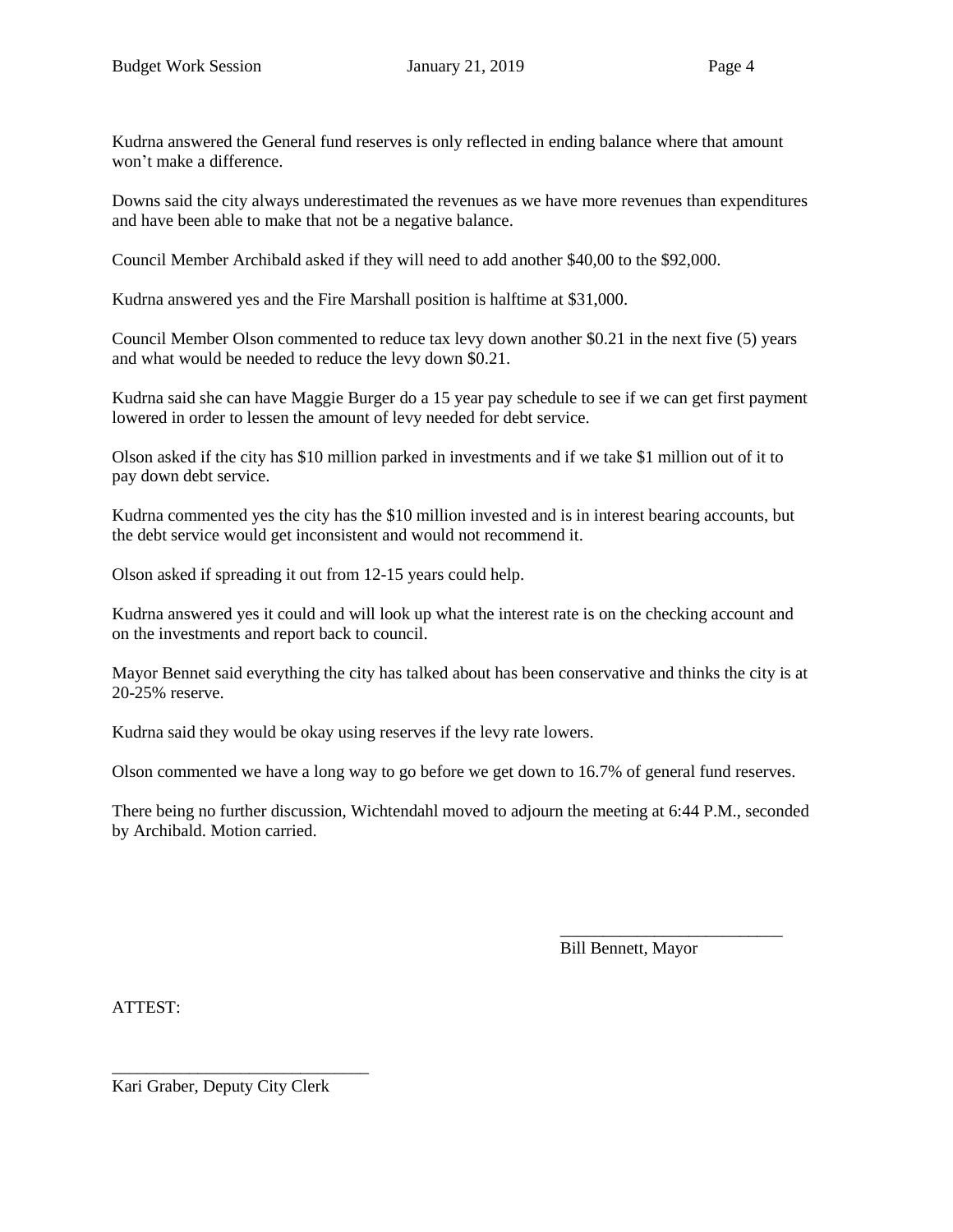Kudrna answered the General fund reserves is only reflected in ending balance where that amount won't make a difference.

Downs said the city always underestimated the revenues as we have more revenues than expenditures and have been able to make that not be a negative balance.

Council Member Archibald asked if they will need to add another $40,00 to the $92,000.

Kudrna answered yes and the Fire Marshall position is halftime at $31,000.

Council Member Olson commented to reduce tax levy down another $0.21 in the next five (5) years and what would be needed to reduce the levy down $0.21.

Kudrna said she can have Maggie Burger do a 15 year pay schedule to see if we can get first payment lowered in order to lessen the amount of levy needed for debt service.

Olson asked if the city has $10 million parked in investments and if we take $1 million out of it to pay down debt service.

Kudrna commented yes the city has the $10 million invested and is in interest bearing accounts, but the debt service would get inconsistent and would not recommend it.

Olson asked if spreading it out from 12-15 years could help.

Kudrna answered yes it could and will look up what the interest rate is on the checking account and on the investments and report back to council.

Mayor Bennet said everything the city has talked about has been conservative and thinks the city is at 20-25% reserve.

Kudrna said they would be okay using reserves if the levy rate lowers.

Olson commented we have a long way to go before we get down to 16.7% of general fund reserves.

There being no further discussion, Wichtendahl moved to adjourn the meeting at 6:44 P.M., seconded by Archibald. Motion carried.

\_\_\_\_\_\_\_\_\_\_\_\_\_\_\_\_\_\_\_\_\_\_\_\_\_\_
Bill Bennett, Mayor

ATTEST:

\_\_\_\_\_\_\_\_\_\_\_\_\_\_\_\_\_\_\_\_\_\_\_\_\_\_\_\_\_\_
Kari Graber, Deputy City Clerk